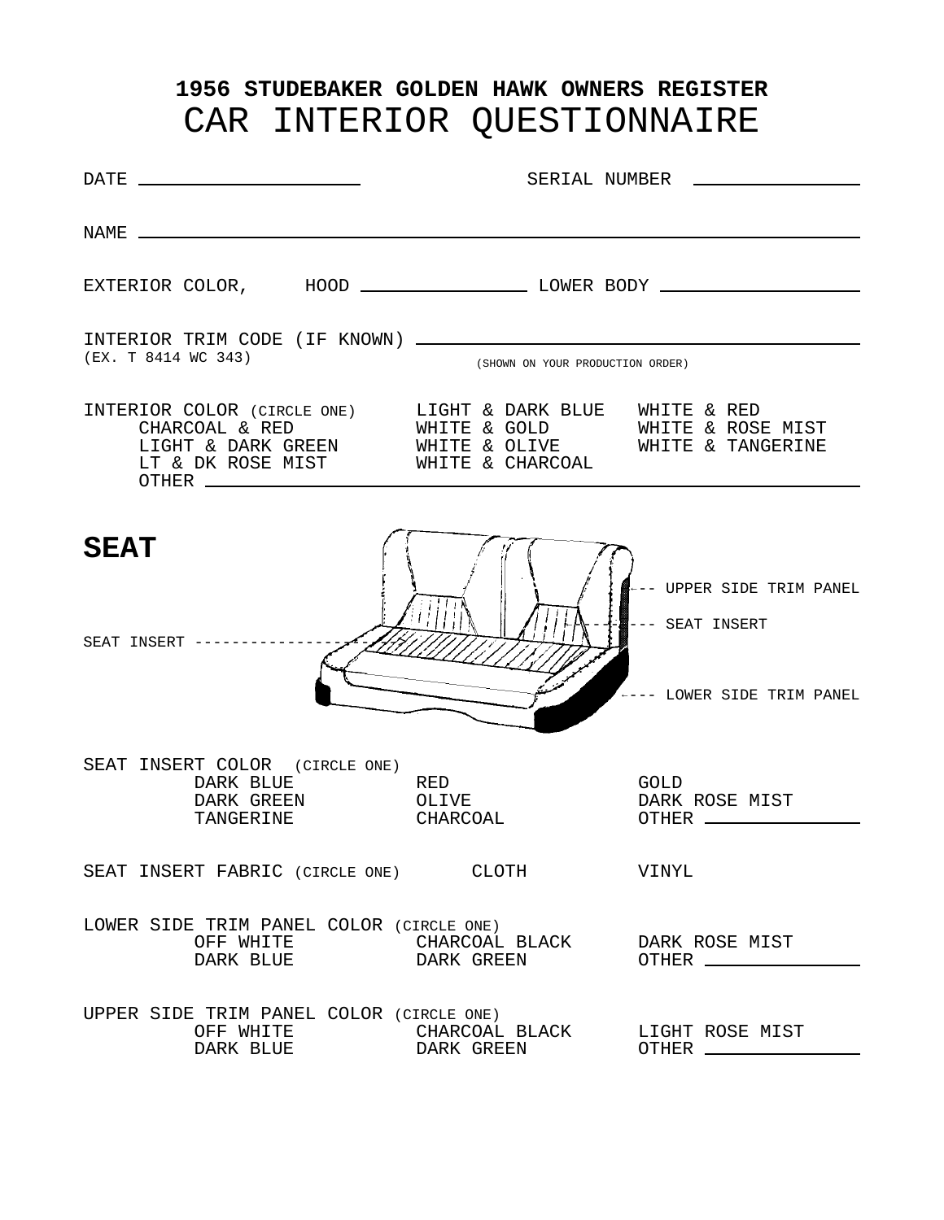# 1956 STUDEBAKER GOLDEN HAWK OWNERS REGISTER
# CAR INTERIOR QUESTIONNAIRE

DATE ______________________ SERIAL NUMBER ________________

NAME ____________________________________________________________

EXTERIOR COLOR, HOOD ________________ LOWER BODY ________________

INTERIOR TRIM CODE (IF KNOWN) ____________________________________
(EX. T 8414 WC 343) (SHOWN ON YOUR PRODUCTION ORDER)

INTERIOR COLOR (CIRCLE ONE)

| | | |
|---|---|---|
| CHARCOAL & RED | LIGHT & DARK BLUE | WHITE & RED |
| LIGHT & DARK GREEN | WHITE & GOLD | WHITE & ROSE MIST |
| LT & DK ROSE MIST | WHITE & OLIVE | WHITE & TANGERINE |
| | WHITE & CHARCOAL | |

OTHER ____________________________________________________________

## SEAT

SEAT INSERT

UPPER SIDE TRIM PANEL

SEAT INSERT

LOWER SIDE TRIM PANEL

SEAT INSERT COLOR (CIRCLE ONE)

| | | |
|---|---|---|
| DARK BLUE | RED | GOLD |
| DARK GREEN | OLIVE | DARK ROSE MIST |
| TANGERINE | CHARCOAL | OTHER ____________ |

SEAT INSERT FABRIC (CIRCLE ONE) CLOTH VINYL

LOWER SIDE TRIM PANEL COLOR (CIRCLE ONE)

| | | |
|---|---|---|
| OFF WHITE | CHARCOAL BLACK | DARK ROSE MIST |
| DARK BLUE | DARK GREEN | OTHER ____________ |

UPPER SIDE TRIM PANEL COLOR (CIRCLE ONE)

| | | |
|---|---|---|
| OFF WHITE | CHARCOAL BLACK | LIGHT ROSE MIST |
| DARK BLUE | DARK GREEN | OTHER ____________ |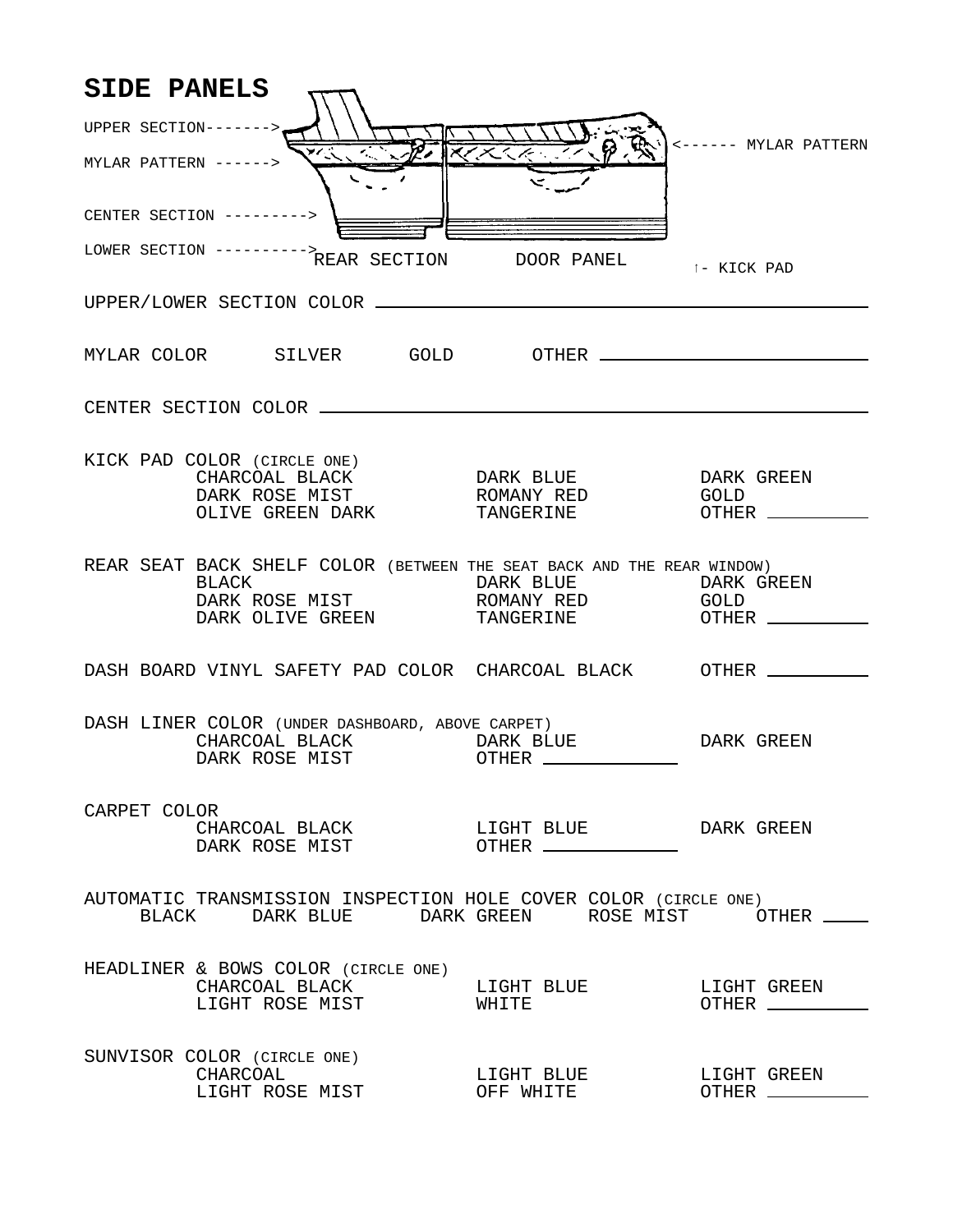## SIDE PANELS

UPPER SECTION------->

MYLAR PATTERN ------>

CENTER SECTION --------->

LOWER SECTION ---------->

REAR SECTION DOOR PANEL

<------ MYLAR PATTERN

↑- KICK PAD

UPPER/LOWER SECTION COLOR ____________________

MYLAR COLOR SILVER GOLD OTHER ____________________

CENTER SECTION COLOR ____________________

KICK PAD COLOR (CIRCLE ONE)

| | | |
|---|---|---|
| CHARCOAL BLACK | DARK BLUE | DARK GREEN |
| DARK ROSE MIST | ROMANY RED | GOLD |
| OLIVE GREEN DARK | TANGERINE | OTHER ________ |

REAR SEAT BACK SHELF COLOR (BETWEEN THE SEAT BACK AND THE REAR WINDOW)

| | | |
|---|---|---|
| BLACK | DARK BLUE | DARK GREEN |
| DARK ROSE MIST | ROMANY RED | GOLD |
| DARK OLIVE GREEN | TANGERINE | OTHER ________ |

DASH BOARD VINYL SAFETY PAD COLOR CHARCOAL BLACK OTHER ________

DASH LINER COLOR (UNDER DASHBOARD, ABOVE CARPET)

| | | |
|---|---|---|
| CHARCOAL BLACK | DARK BLUE | DARK GREEN |
| DARK ROSE MIST | OTHER ________ | |

CARPET COLOR

| | | |
|---|---|---|
| CHARCOAL BLACK | LIGHT BLUE | DARK GREEN |
| DARK ROSE MIST | OTHER ________ | |

AUTOMATIC TRANSMISSION INSPECTION HOLE COVER COLOR (CIRCLE ONE)

BLACK DARK BLUE DARK GREEN ROSE MIST OTHER ____

HEADLINER & BOWS COLOR (CIRCLE ONE)

| | | |
|---|---|---|
| CHARCOAL BLACK | LIGHT BLUE | LIGHT GREEN |
| LIGHT ROSE MIST | WHITE | OTHER ________ |

SUNVISOR COLOR (CIRCLE ONE)

| | | |
|---|---|---|
| CHARCOAL | LIGHT BLUE | LIGHT GREEN |
| LIGHT ROSE MIST | OFF WHITE | OTHER ________ |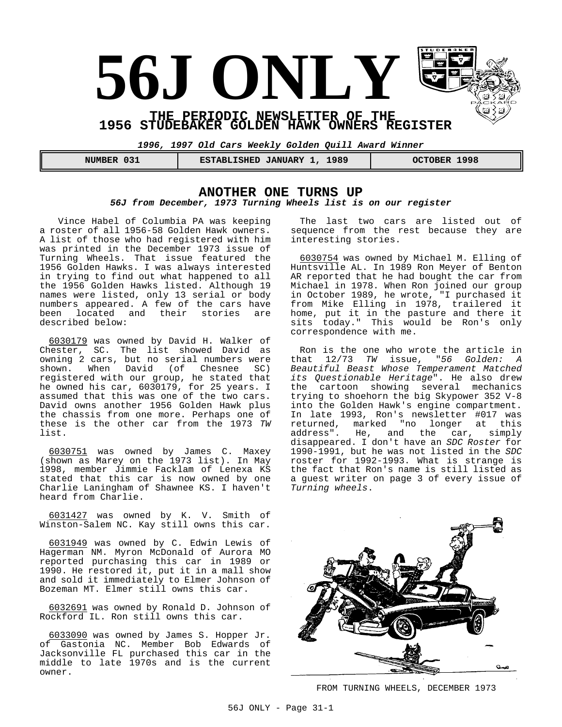# 56J ONLY

**THE PERIODIC NEWSLETTER OF THE**
**1956 STUDEBAKER GOLDEN HAWK OWNERS REGISTER**

***1996, 1997 Old Cars Weekly Golden Quill Award Winner***

| NUMBER 031 | ESTABLISHED JANUARY 1, 1989 | OCTOBER 1998 |
|---|---|---|

## ANOTHER ONE TURNS UP

***56J from December, 1973 Turning Wheels list is on our register***

Vince Habel of Columbia PA was keeping a roster of all 1956-58 Golden Hawk owners. A list of those who had registered with him was printed in the December 1973 issue of Turning Wheels. That issue featured the 1956 Golden Hawks. I was always interested in trying to find out what happened to all the 1956 Golden Hawks listed. Although 19 names were listed, only 13 serial or body numbers appeared. A few of the cars have been located and their stories are described below:

6030179 was owned by David H. Walker of Chester, SC. The list showed David as owning 2 cars, but no serial numbers were shown. When David (of Chesnee SC) registered with our group, he stated that he owned his car, 6030179, for 25 years. I assumed that this was one of the two cars. David owns another 1956 Golden Hawk plus the chassis from one more. Perhaps one of these is the other car from the 1973 *TW* list.

6030751 was owned by James C. Maxey (shown as Marey on the 1973 list). In May 1998, member Jimmie Facklam of Lenexa KS stated that this car is now owned by one Charlie Laningham of Shawnee KS. I haven't heard from Charlie.

6031427 was owned by K. V. Smith of Winston-Salem NC. Kay still owns this car.

6031949 was owned by C. Edwin Lewis of Hagerman NM. Myron McDonald of Aurora MO reported purchasing this car in 1989 or 1990. He restored it, put it in a mall show and sold it immediately to Elmer Johnson of Bozeman MT. Elmer still owns this car.

6032691 was owned by Ronald D. Johnson of Rockford IL. Ron still owns this car.

6033090 was owned by James S. Hopper Jr. of Gastonia NC. Member Bob Edwards of Jacksonville FL purchased this car in the middle to late 1970s and is the current owner.

The last two cars are listed out of sequence from the rest because they are interesting stories.

6030754 was owned by Michael M. Elling of Huntsville AL. In 1989 Ron Meyer of Benton AR reported that he had bought the car from Michael in 1978. When Ron joined our group in October 1989, he wrote, "I purchased it from Mike Elling in 1978, trailered it home, put it in the pasture and there it sits today." This would be Ron's only correspondence with me.

Ron is the one who wrote the article in that 12/73 *TW* issue, "*56 Golden: A Beautiful Beast Whose Temperament Matched its Questionable Heritage*". He also drew the cartoon showing several mechanics trying to shoehorn the big Skypower 352 V-8 into the Golden Hawk's engine compartment. In late 1993, Ron's newsletter #017 was returned, marked "no longer at this address". He, and the car, simply disappeared. I don't have an *SDC Roster* for 1990-1991, but he was not listed in the *SDC* roster for 1992-1993. What is strange is the fact that Ron's name is still listed as a guest writer on page 3 of every issue of *Turning wheels*.

FROM TURNING WHEELS, DECEMBER 1973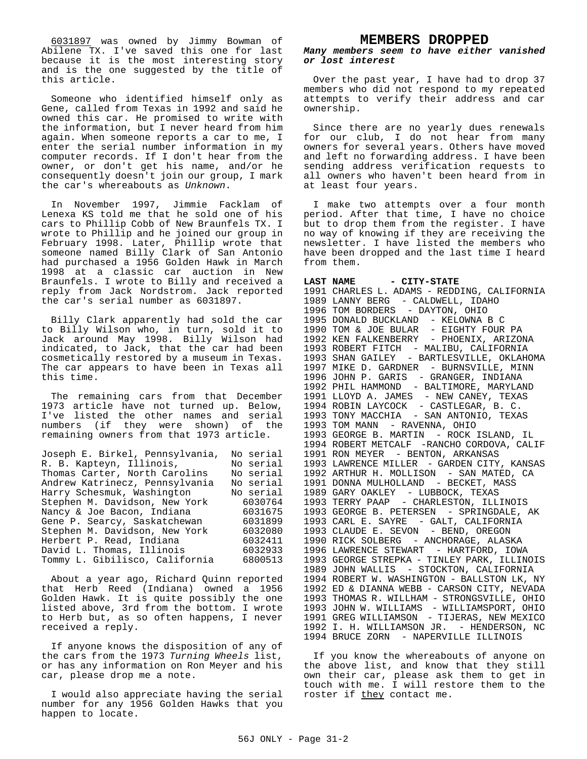<u>6031897</u> was owned by Jimmy Bowman of Abilene TX. I've saved this one for last because it is the most interesting story and is the one suggested by the title of this article.

Someone who identified himself only as Gene, called from Texas in 1992 and said he owned this car. He promised to write with the information, but I never heard from him again. When someone reports a car to me, I enter the serial number information in my computer records. If I don't hear from the owner, or don't get his name, and/or he consequently doesn't join our group, I mark the car's whereabouts as *Unknown*.

In November 1997, Jimmie Facklam of Lenexa KS told me that he sold one of his cars to Phillip Cobb of New Braunfels TX. I wrote to Phillip and he joined our group in February 1998. Later, Phillip wrote that someone named Billy Clark of San Antonio had purchased a 1956 Golden Hawk in March 1998 at a classic car auction in New Braunfels. I wrote to Billy and received a reply from Jack Nordstrom. Jack reported the car's serial number as 6031897.

Billy Clark apparently had sold the car to Billy Wilson who, in turn, sold it to Jack around May 1998. Billy Wilson had indicated, to Jack, that the car had been cosmetically restored by a museum in Texas. The car appears to have been in Texas all this time.

The remaining cars from that December 1973 article have not turned up. Below, I've listed the other names and serial numbers (if they were shown) of the remaining owners from that 1973 article.

| | |
|---|---|
| Joseph E. Birkel, Pennsylvania, | No serial |
| R. B. Kapteyn, Illinois, | No serial |
| Thomas Carter, North Carolins | No serial |
| Andrew Katrinecz, Pennsylvania | No serial |
| Harry Schesmuk, Washington | No serial |
| Stephen M. Davidson, New York | 6030764 |
| Nancy & Joe Bacon, Indiana | 6031675 |
| Gene P. Searcy, Saskatchewan | 6031899 |
| Stephen M. Davidson, New York | 6032080 |
| Herbert P. Read, Indiana | 6032411 |
| David L. Thomas, Illinois | 6032933 |
| Tommy L. Gibilisco, California | 6800513 |

About a year ago, Richard Quinn reported that Herb Reed (Indiana) owned a 1956 Golden Hawk. It is quite possibly the one listed above, 3rd from the bottom. I wrote to Herb but, as so often happens, I never received a reply.

If anyone knows the disposition of any of the cars from the 1973 *Turning Wheels* list, or has any information on Ron Meyer and his car, please drop me a note.

I would also appreciate having the serial number for any 1956 Golden Hawks that you happen to locate.

## MEMBERS DROPPED

***Many members seem to have either vanished or lost interest***

Over the past year, I have had to drop 37 members who did not respond to my repeated attempts to verify their address and car ownership.

Since there are no yearly dues renewals for our club, I do not hear from many owners for several years. Others have moved and left no forwarding address. I have been sending address verification requests to all owners who haven't been heard from in at least four years.

I make two attempts over a four month period. After that time, I have no choice but to drop them from the register. I have no way of knowing if they are receiving the newsletter. I have listed the members who have been dropped and the last time I heard from them.

**LAST NAME - CITY-STATE**

1991 CHARLES L. ADAMS - REDDING, CALIFORNIA
1989 LANNY BERG - CALDWELL, IDAHO
1996 TOM BORDERS - DAYTON, OHIO
1995 DONALD BUCKLAND - KELOWNA B C
1990 TOM & JOE BULAR - EIGHTY FOUR PA
1992 KEN FALKENBERRY - PHOENIX, ARIZONA
1993 ROBERT FITCH - MALIBU, CALIFORNIA
1993 SHAN GAILEY - BARTLESVILLE, OKLAHOMA
1997 MIKE D. GARDNER - BURNSVILLE, MINN
1996 JOHN P. GARIS - GRANGER, INDIANA
1992 PHIL HAMMOND - BALTIMORE, MARYLAND
1991 LLOYD A. JAMES - NEW CANEY, TEXAS
1994 ROBIN LAYCOCK - CASTLEGAR, B. C.
1993 TONY MACCHIA - SAN ANTONIO, TEXAS
1993 TOM MANN - RAVENNA, OHIO
1993 GEORGE B. MARTIN - ROCK ISLAND, IL
1994 ROBERT METCALF -RANCHO CORDOVA, CALIF
1991 RON MEYER - BENTON, ARKANSAS
1993 LAWRENCE MILLER - GARDEN CITY, KANSAS
1992 ARTHUR H. MOLLISON - SAN MATEO, CA
1991 DONNA MULHOLLAND - BECKET, MASS
1989 GARY OAKLEY - LUBBOCK, TEXAS
1993 TERRY PAAP - CHARLESTON, ILLINOIS
1993 GEORGE B. PETERSEN - SPRINGDALE, AK
1993 CARL E. SAYRE - GALT, CALIFORNIA
1993 CLAUDE E. SEVON - BEND, OREGON
1990 RICK SOLBERG - ANCHORAGE, ALASKA
1996 LAWRENCE STEWART - HARTFORD, IOWA
1993 GEORGE STREPKA - TINLEY PARK, ILLINOIS
1989 JOHN WALLIS - STOCKTON, CALIFORNIA
1994 ROBERT W. WASHINGTON - BALLSTON LK, NY
1992 ED & DIANNA WEBB - CARSON CITY, NEVADA
1993 THOMAS R. WILLHAM - STRONGSVILLE, OHIO
1993 JOHN W. WILLIAMS - WILLIAMSPORT, OHIO
1991 GREG WILLIAMSON - TIJERAS, NEW MEXICO
1992 I. H. WILLIAMSON JR. - HENDERSON, NC
1994 BRUCE ZORN - NAPERVILLE ILLINOIS

If you know the whereabouts of anyone on the above list, and know that they still own their car, please ask them to get in touch with me. I will restore them to the roster if <u>they</u> contact me.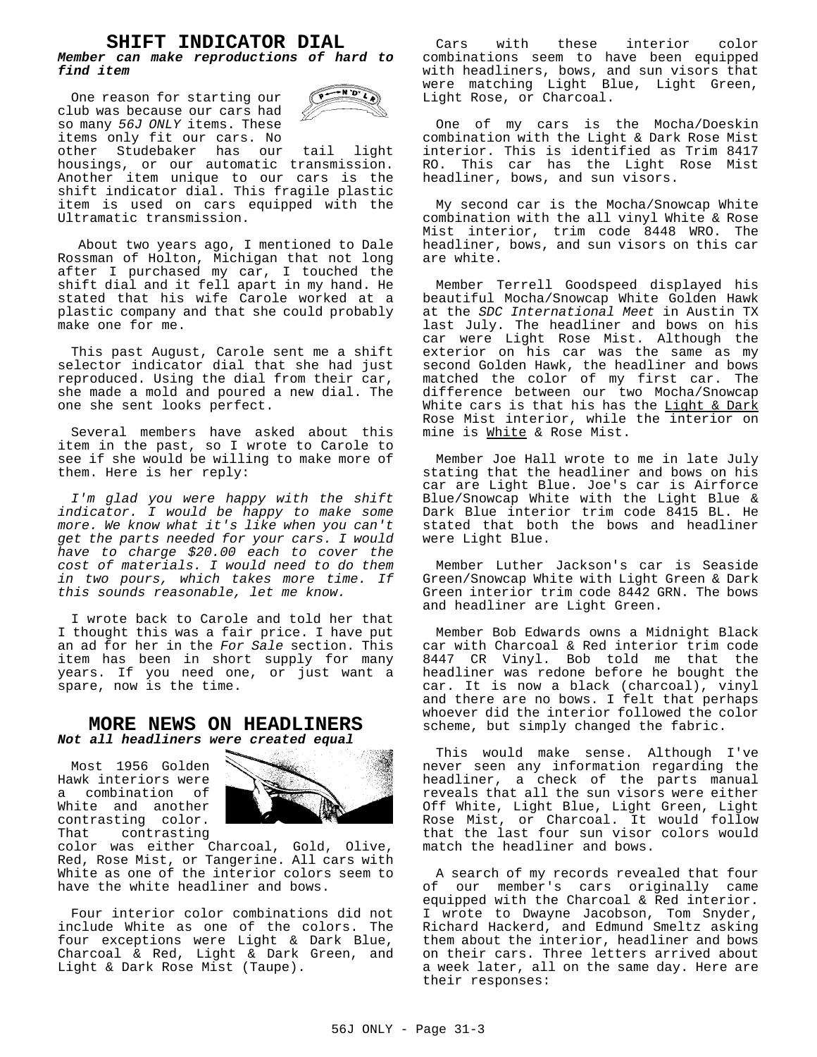## SHIFT INDICATOR DIAL

***Member can make reproductions of hard to find item***

One reason for starting our club was because our cars had so many *56J ONLY* items. These items only fit our cars. No other Studebaker has our tail light housings, or our automatic transmission. Another item unique to our cars is the shift indicator dial. This fragile plastic item is used on cars equipped with the Ultramatic transmission.

About two years ago, I mentioned to Dale Rossman of Holton, Michigan that not long after I purchased my car, I touched the shift dial and it fell apart in my hand. He stated that his wife Carole worked at a plastic company and that she could probably make one for me.

This past August, Carole sent me a shift selector indicator dial that she had just reproduced. Using the dial from their car, she made a mold and poured a new dial. The one she sent looks perfect.

Several members have asked about this item in the past, so I wrote to Carole to see if she would be willing to make more of them. Here is her reply:

*I'm glad you were happy with the shift indicator. I would be happy to make some more. We know what it's like when you can't get the parts needed for your cars. I would have to charge $20.00 each to cover the cost of materials. I would need to do them in two pours, which takes more time. If this sounds reasonable, let me know.*

I wrote back to Carole and told her that I thought this was a fair price. I have put an ad for her in the *For Sale* section. This item has been in short supply for many years. If you need one, or just want a spare, now is the time.

## MORE NEWS ON HEADLINERS

***Not all headliners were created equal***

Most 1956 Golden Hawk interiors were a combination of White and another contrasting color. That contrasting color was either Charcoal, Gold, Olive, Red, Rose Mist, or Tangerine. All cars with White as one of the interior colors seem to have the white headliner and bows.

Four interior color combinations did not include White as one of the colors. The four exceptions were Light & Dark Blue, Charcoal & Red, Light & Dark Green, and Light & Dark Rose Mist (Taupe).

Cars with these interior color combinations seem to have been equipped with headliners, bows, and sun visors that were matching Light Blue, Light Green, Light Rose, or Charcoal.

One of my cars is the Mocha/Doeskin combination with the Light & Dark Rose Mist interior. This is identified as Trim 8417 RO. This car has the Light Rose Mist headliner, bows, and sun visors.

My second car is the Mocha/Snowcap White combination with the all vinyl White & Rose Mist interior, trim code 8448 WRO. The headliner, bows, and sun visors on this car are white.

Member Terrell Goodspeed displayed his beautiful Mocha/Snowcap White Golden Hawk at the *SDC International Meet* in Austin TX last July. The headliner and bows on his car were Light Rose Mist. Although the exterior on his car was the same as my second Golden Hawk, the headliner and bows matched the color of my first car. The difference between our two Mocha/Snowcap White cars is that his has the <u>Light & Dark</u> Rose Mist interior, while the interior on mine is <u>White</u> & Rose Mist.

Member Joe Hall wrote to me in late July stating that the headliner and bows on his car are Light Blue. Joe's car is Airforce Blue/Snowcap White with the Light Blue & Dark Blue interior trim code 8415 BL. He stated that both the bows and headliner were Light Blue.

Member Luther Jackson's car is Seaside Green/Snowcap White with Light Green & Dark Green interior trim code 8442 GRN. The bows and headliner are Light Green.

Member Bob Edwards owns a Midnight Black car with Charcoal & Red interior trim code 8447 CR Vinyl. Bob told me that the headliner was redone before he bought the car. It is now a black (charcoal), vinyl and there are no bows. I felt that perhaps whoever did the interior followed the color scheme, but simply changed the fabric.

This would make sense. Although I've never seen any information regarding the headliner, a check of the parts manual reveals that all the sun visors were either Off White, Light Blue, Light Green, Light Rose Mist, or Charcoal. It would follow that the last four sun visor colors would match the headliner and bows.

A search of my records revealed that four of our member's cars originally came equipped with the Charcoal & Red interior. I wrote to Dwayne Jacobson, Tom Snyder, Richard Hackerd, and Edmund Smeltz asking them about the interior, headliner and bows on their cars. Three letters arrived about a week later, all on the same day. Here are their responses: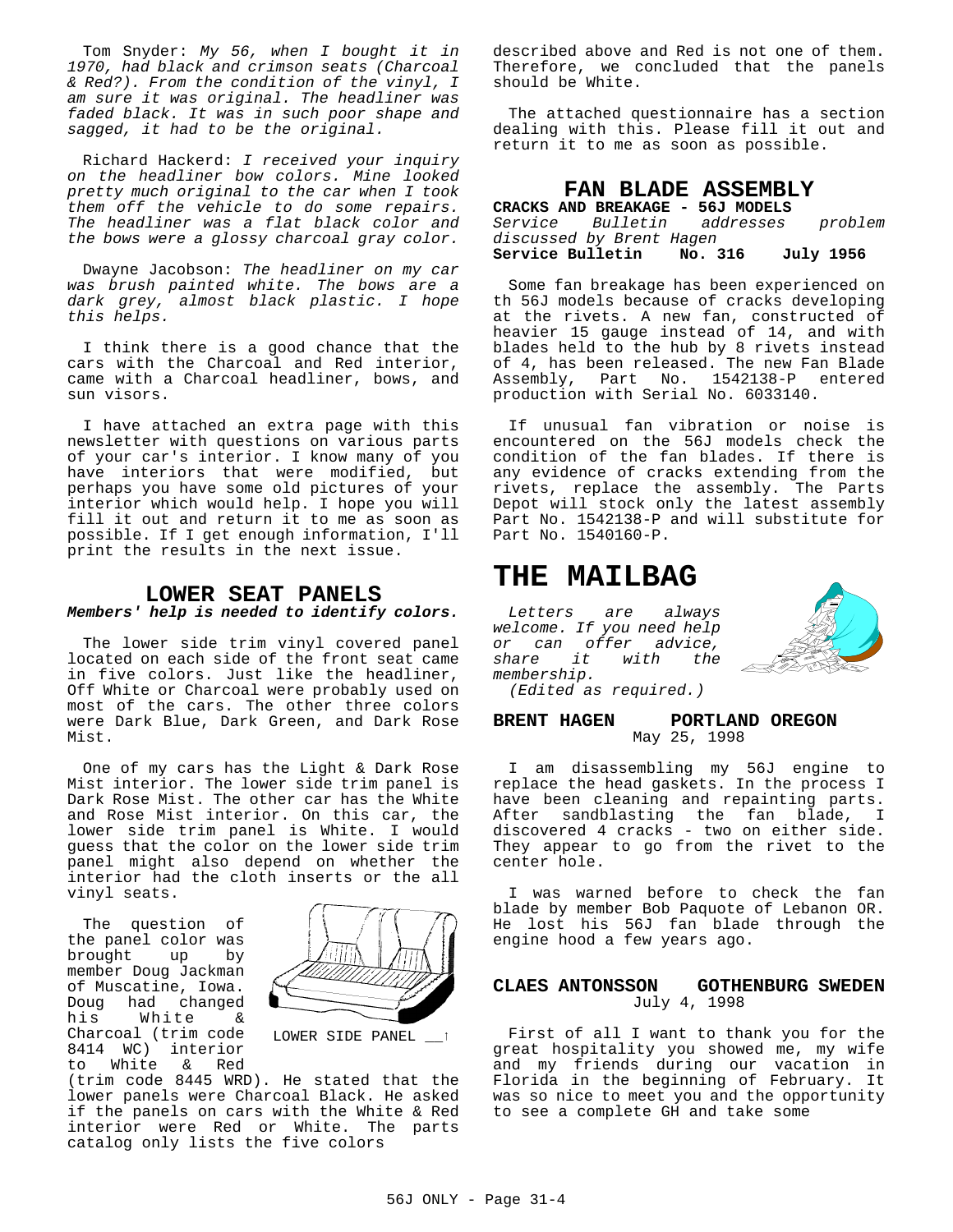Tom Snyder: *My 56, when I bought it in 1970, had black and crimson seats (Charcoal & Red?). From the condition of the vinyl, I am sure it was original. The headliner was faded black. It was in such poor shape and sagged, it had to be the original.*

Richard Hackerd: *I received your inquiry on the headliner bow colors. Mine looked pretty much original to the car when I took them off the vehicle to do some repairs. The headliner was a flat black color and the bows were a glossy charcoal gray color.*

Dwayne Jacobson: *The headliner on my car was brush painted white. The bows are a dark grey, almost black plastic. I hope this helps.*

I think there is a good chance that the cars with the Charcoal and Red interior, came with a Charcoal headliner, bows, and sun visors.

I have attached an extra page with this newsletter with questions on various parts of your car's interior. I know many of you have interiors that were modified, but perhaps you have some old pictures of your interior which would help. I hope you will fill it out and return it to me as soon as possible. If I get enough information, I'll print the results in the next issue.

## LOWER SEAT PANELS

***Members' help is needed to identify colors.***

The lower side trim vinyl covered panel located on each side of the front seat came in five colors. Just like the headliner, Off White or Charcoal were probably used on most of the cars. The other three colors were Dark Blue, Dark Green, and Dark Rose Mist.

One of my cars has the Light & Dark Rose Mist interior. The lower side trim panel is Dark Rose Mist. The other car has the White and Rose Mist interior. On this car, the lower side trim panel is White. I would guess that the color on the lower side trim panel might also depend on whether the interior had the cloth inserts or the all vinyl seats.

The question of the panel color was brought up by member Doug Jackman of Muscatine, Iowa. Doug had changed his White & Charcoal (trim code 8414 WC) interior to White & Red (trim code 8445 WRD). He stated that the lower panels were Charcoal Black. He asked if the panels on cars with the White & Red interior were Red or White. The parts catalog only lists the five colors described above and Red is not one of them. Therefore, we concluded that the panels should be White.

LOWER SIDE PANEL

The attached questionnaire has a section dealing with this. Please fill it out and return it to me as soon as possible.

## FAN BLADE ASSEMBLY

**CRACKS AND BREAKAGE - 56J MODELS**

*Service Bulletin addresses problem discussed by Brent Hagen*

**Service Bulletin No. 316 July 1956**

Some fan breakage has been experienced on th 56J models because of cracks developing at the rivets. A new fan, constructed of heavier 15 gauge instead of 14, and with blades held to the hub by 8 rivets instead of 4, has been released. The new Fan Blade Assembly, Part No. 1542138-P entered production with Serial No. 6033140.

If unusual fan vibration or noise is encountered on the 56J models check the condition of the fan blades. If there is any evidence of cracks extending from the rivets, replace the assembly. The Parts Depot will stock only the latest assembly Part No. 1542138-P and will substitute for Part No. 1540160-P.

# THE MAILBAG

*Letters are always welcome. If you need help or can offer advice, share it with the membership.*
*(Edited as required.)*

**BRENT HAGEN PORTLAND OREGON**
May 25, 1998

I am disassembling my 56J engine to replace the head gaskets. In the process I have been cleaning and repainting parts. After sandblasting the fan blade, I discovered 4 cracks - two on either side. They appear to go from the rivet to the center hole.

I was warned before to check the fan blade by member Bob Paquote of Lebanon OR. He lost his 56J fan blade through the engine hood a few years ago.

**CLAES ANTONSSON GOTHENBURG SWEDEN**
July 4, 1998

First of all I want to thank you for the great hospitality you showed me, my wife and my friends during our vacation in Florida in the beginning of February. It was so nice to meet you and the opportunity to see a complete GH and take some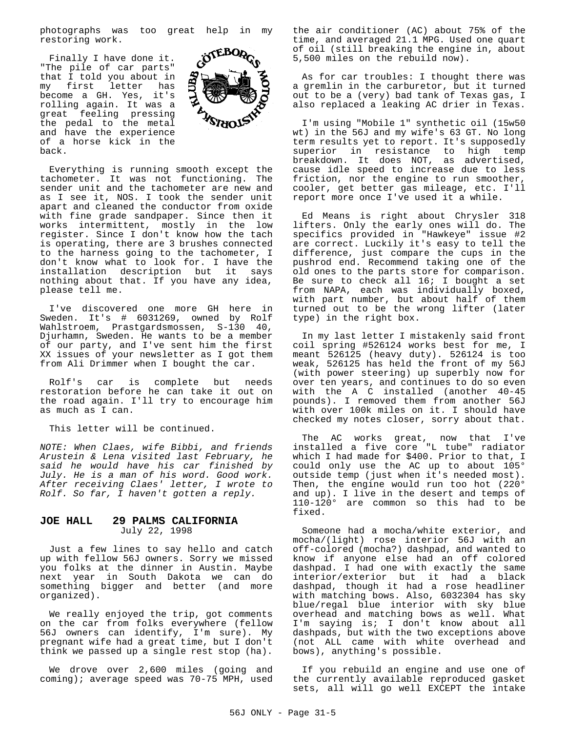photographs was too great help in my restoring work.

Finally I have done it. "The pile of car parts" that I told you about in my first letter has become a GH. Yes, it's rolling again. It was a great feeling pressing the pedal to the metal and have the experience of a horse kick in the back.

Everything is running smooth except the tachometer. It was not functioning. The sender unit and the tachometer are new and as I see it, NOS. I took the sender unit apart and cleaned the conductor from oxide with fine grade sandpaper. Since then it works intermittent, mostly in the low register. Since I don't know how the tach is operating, there are 3 brushes connected to the harness going to the tachometer, I don't know what to look for. I have the installation description but it says nothing about that. If you have any idea, please tell me.

I've discovered one more GH here in Sweden. It's # 6031269, owned by Rolf Wahlstroem, Prastgardsmossen, S-130 40, Djurhamn, Sweden. He wants to be a member of our party, and I've sent him the first XX issues of your newsletter as I got them from Ali Drimmer when I bought the car.

Rolf's car is complete but needs restoration before he can take it out on the road again. I'll try to encourage him as much as I can.

This letter will be continued.

*NOTE: When Claes, wife Bibbi, and friends Arustein & Lena visited last February, he said he would have his car finished by July. He is a man of his word. Good work. After receiving Claes' letter, I wrote to Rolf. So far, I haven't gotten a reply.*

## JOE HALL 29 PALMS CALIFORNIA

July 22, 1998

Just a few lines to say hello and catch up with fellow 56J owners. Sorry we missed you folks at the dinner in Austin. Maybe next year in South Dakota we can do something bigger and better (and more organized).

We really enjoyed the trip, got comments on the car from folks everywhere (fellow 56J owners can identify, I'm sure). My pregnant wife had a great time, but I don't think we passed up a single rest stop (ha).

We drove over 2,600 miles (going and coming); average speed was 70-75 MPH, used the air conditioner (AC) about 75% of the time, and averaged 21.1 MPG. Used one quart of oil (still breaking the engine in, about 5,500 miles on the rebuild now).

As for car troubles: I thought there was a gremlin in the carburetor, but it turned out to be a (very) bad tank of Texas gas, I also replaced a leaking AC drier in Texas.

I'm using "Mobile 1" synthetic oil (15w50 wt) in the 56J and my wife's 63 GT. No long term results yet to report. It's supposedly superior in resistance to high temp breakdown. It does NOT, as advertised, cause idle speed to increase due to less friction, nor the engine to run smoother, cooler, get better gas mileage, etc. I'll report more once I've used it a while.

Ed Means is right about Chrysler 318 lifters. Only the early ones will do. The specifics provided in "Hawkeye" issue #2 are correct. Luckily it's easy to tell the difference, just compare the cups in the pushrod end. Recommend taking one of the old ones to the parts store for comparison. Be sure to check all 16; I bought a set from NAPA, each was individually boxed, with part number, but about half of them turned out to be the wrong lifter (later type) in the right box.

In my last letter I mistakenly said front coil spring #526124 works best for me, I meant 526125 (heavy duty). 526124 is too weak, 526125 has held the front of my 56J (with power steering) up superbly now for over ten years, and continues to do so even with the A C installed (another 40-45 pounds). I removed them from another 56J with over 100k miles on it. I should have checked my notes closer, sorry about that.

The AC works great, now that I've installed a five core "L tube" radiator which I had made for $400. Prior to that, I could only use the AC up to about 105° outside temp (just when it's needed most). Then, the engine would run too hot (220° and up). I live in the desert and temps of 110-120° are common so this had to be fixed.

Someone had a mocha/white exterior, and mocha/(light) rose interior 56J with an off-colored (mocha?) dashpad, and wanted to know if anyone else had an off colored dashpad. I had one with exactly the same interior/exterior but it had a black dashpad, though it had a rose headliner with matching bows. Also, 6032304 has sky blue/regal blue interior with sky blue overhead and matching bows as well. What I'm saying is; I don't know about all dashpads, but with the two exceptions above (not ALL came with white overhead and bows), anything's possible.

If you rebuild an engine and use one of the currently available reproduced gasket sets, all will go well EXCEPT the intake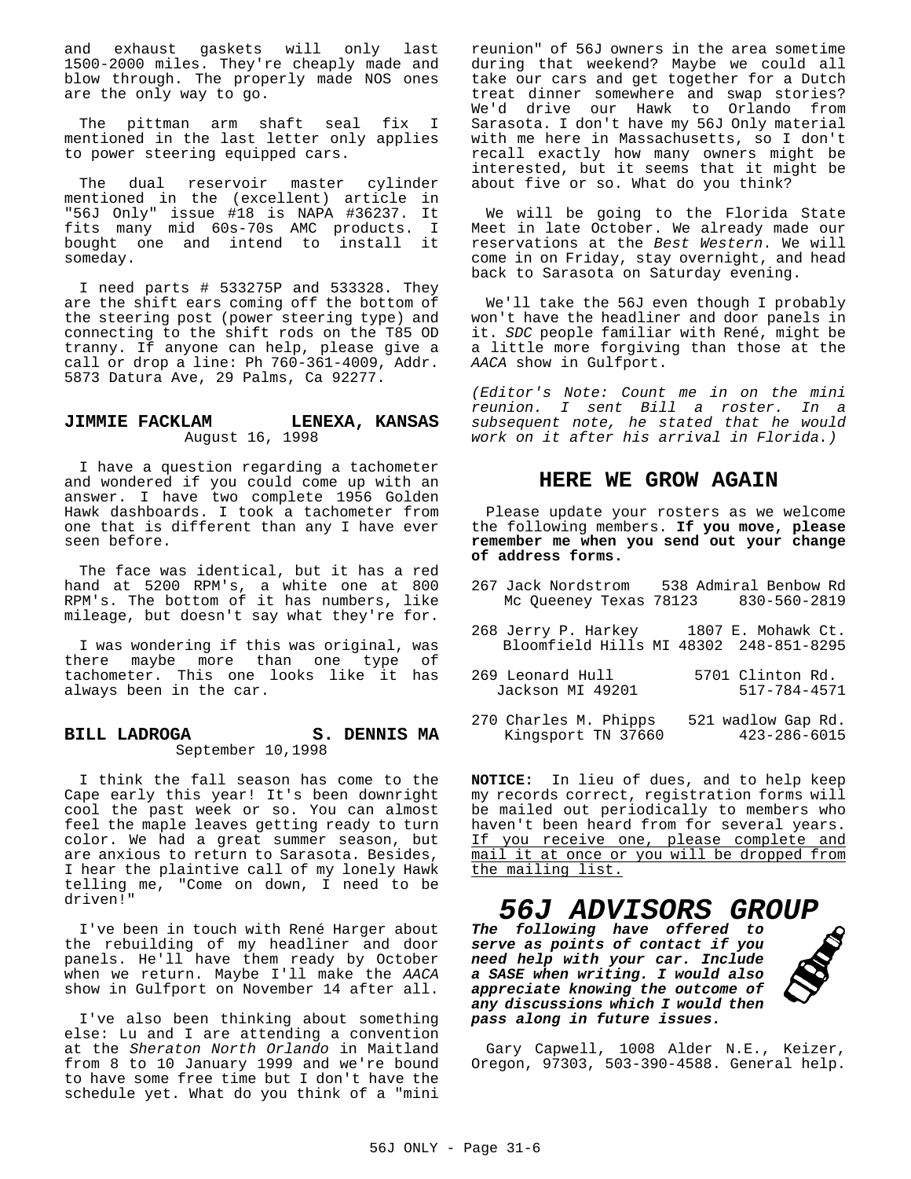and exhaust gaskets will only last 1500-2000 miles. They're cheaply made and blow through. The properly made NOS ones are the only way to go.

The pittman arm shaft seal fix I mentioned in the last letter only applies to power steering equipped cars.

The dual reservoir master cylinder mentioned in the (excellent) article in "56J Only" issue #18 is NAPA #36237. It fits many mid 60s-70s AMC products. I bought one and intend to install it someday.

I need parts # 533275P and 533328. They are the shift ears coming off the bottom of the steering post (power steering type) and connecting to the shift rods on the T85 OD tranny. If anyone can help, please give a call or drop a line: Ph 760-361-4009, Addr. 5873 Datura Ave, 29 Palms, Ca 92277.

### JIMMIE FACKLAM — LENEXA, KANSAS

August 16, 1998

I have a question regarding a tachometer and wondered if you could come up with an answer. I have two complete 1956 Golden Hawk dashboards. I took a tachometer from one that is different than any I have ever seen before.

The face was identical, but it has a red hand at 5200 RPM's, a white one at 800 RPM's. The bottom of it has numbers, like mileage, but doesn't say what they're for.

I was wondering if this was original, was there maybe more than one type of tachometer. This one looks like it has always been in the car.

### BILL LADROGA — S. DENNIS MA

September 10,1998

I think the fall season has come to the Cape early this year! It's been downright cool the past week or so. You can almost feel the maple leaves getting ready to turn color. We had a great summer season, but are anxious to return to Sarasota. Besides, I hear the plaintive call of my lonely Hawk telling me, "Come on down, I need to be driven!"

I've been in touch with René Harger about the rebuilding of my headliner and door panels. He'll have them ready by October when we return. Maybe I'll make the *AACA* show in Gulfport on November 14 after all.

I've also been thinking about something else: Lu and I are attending a convention at the *Sheraton North Orlando* in Maitland from 8 to 10 January 1999 and we're bound to have some free time but I don't have the schedule yet. What do you think of a "mini reunion" of 56J owners in the area sometime during that weekend? Maybe we could all take our cars and get together for a Dutch treat dinner somewhere and swap stories? We'd drive our Hawk to Orlando from Sarasota. I don't have my 56J Only material with me here in Massachusetts, so I don't recall exactly how many owners might be interested, but it seems that it might be about five or so. What do you think?

We will be going to the Florida State Meet in late October. We already made our reservations at the *Best Western*. We will come in on Friday, stay overnight, and head back to Sarasota on Saturday evening.

We'll take the 56J even though I probably won't have the headliner and door panels in it. *SDC* people familiar with René, might be a little more forgiving than those at the *AACA* show in Gulfport.

*(Editor's Note: Count me in on the mini reunion. I sent Bill a roster. In a subsequent note, he stated that he would work on it after his arrival in Florida.)*

## HERE WE GROW AGAIN

Please update your rosters as we welcome the following members. **If you move, please remember me when you send out your change of address forms.**

267 Jack Nordstrom — 538 Admiral Benbow Rd
Mc Queeney Texas 78123 — 830-560-2819

268 Jerry P. Harkey — 1807 E. Mohawk Ct.
Bloomfield Hills MI 48302 — 248-851-8295

269 Leonard Hull — 5701 Clinton Rd.
Jackson MI 49201 — 517-784-4571

270 Charles M. Phipps — 521 wadlow Gap Rd.
Kingsport TN 37660 — 423-286-6015

**NOTICE:** In lieu of dues, and to help keep my records correct, registration forms will be mailed out periodically to members who haven't been heard from for several years. <u>If you receive one, please complete and mail it at once or you will be dropped from the mailing list.</u>

## 56J ADVISORS GROUP

***The following have offered to serve as points of contact if you need help with your car. Include a SASE when writing. I would also appreciate knowing the outcome of any discussions which I would then pass along in future issues.***

Gary Capwell, 1008 Alder N.E., Keizer, Oregon, 97303, 503-390-4588. General help.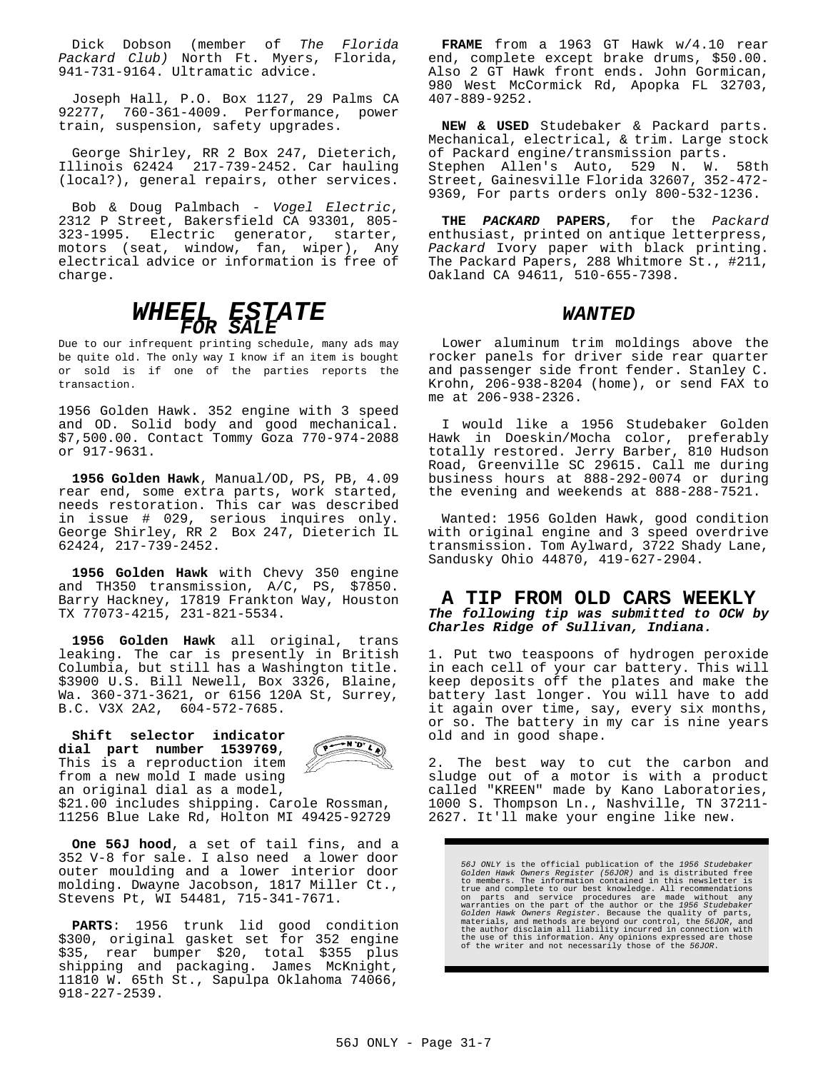Dick Dobson (member of *The Florida Packard Club)* North Ft. Myers, Florida, 941-731-9164. Ultramatic advice.

Joseph Hall, P.O. Box 1127, 29 Palms CA 92277, 760-361-4009. Performance, power train, suspension, safety upgrades.

George Shirley, RR 2 Box 247, Dieterich, Illinois 62424 217-739-2452. Car hauling (local?), general repairs, other services.

Bob & Doug Palmbach - *Vogel Electric*, 2312 P Street, Bakersfield CA 93301, 805-323-1995. Electric generator, starter, motors (seat, window, fan, wiper), Any electrical advice or information is free of charge.

# WHEEL ESTATE
## FOR SALE

Due to our infrequent printing schedule, many ads may be quite old. The only way I know if an item is bought or sold is if one of the parties reports the transaction.

1956 Golden Hawk. 352 engine with 3 speed and OD. Solid body and good mechanical. $7,500.00. Contact Tommy Goza 770-974-2088 or 917-9631.

**1956 Golden Hawk**, Manual/OD, PS, PB, 4.09 rear end, some extra parts, work started, needs restoration. This car was described in issue # 029, serious inquires only. George Shirley, RR 2 Box 247, Dieterich IL 62424, 217-739-2452.

**1956 Golden Hawk** with Chevy 350 engine and TH350 transmission, A/C, PS, $7850. Barry Hackney, 17819 Frankton Way, Houston TX 77073-4215, 231-821-5534.

**1956 Golden Hawk** all original, trans leaking. The car is presently in British Columbia, but still has a Washington title. $3900 U.S. Bill Newell, Box 3326, Blaine, Wa. 360-371-3621, or 6156 120A St, Surrey, B.C. V3X 2A2, 604-572-7685.

**Shift selector indicator dial part number 1539769**, This is a reproduction item from a new mold I made using an original dial as a model, $21.00 includes shipping. Carole Rossman, 11256 Blue Lake Rd, Holton MI 49425-92729

**One 56J hood**, a set of tail fins, and a 352 V-8 for sale. I also need a lower door outer moulding and a lower interior door molding. Dwayne Jacobson, 1817 Miller Ct., Stevens Pt, WI 54481, 715-341-7671.

**PARTS**: 1956 trunk lid good condition $300, original gasket set for 352 engine $35, rear bumper $20, total $355 plus shipping and packaging. James McKnight, 11810 W. 65th St., Sapulpa Oklahoma 74066, 918-227-2539.

**FRAME** from a 1963 GT Hawk w/4.10 rear end, complete except brake drums, $50.00. Also 2 GT Hawk front ends. John Gormican, 980 West McCormick Rd, Apopka FL 32703, 407-889-9252.

**NEW & USED** Studebaker & Packard parts. Mechanical, electrical, & trim. Large stock of Packard engine/transmission parts. Stephen Allen's Auto, 529 N. W. 58th Street, Gainesville Florida 32607, 352-472-9369, For parts orders only 800-532-1236.

**THE *PACKARD* PAPERS**, for the *Packard* enthusiast, printed on antique letterpress, *Packard* Ivory paper with black printing. The Packard Papers, 288 Whitmore St., #211, Oakland CA 94611, 510-655-7398.

## WANTED

Lower aluminum trim moldings above the rocker panels for driver side rear quarter and passenger side front fender. Stanley C. Krohn, 206-938-8204 (home), or send FAX to me at 206-938-2326.

I would like a 1956 Studebaker Golden Hawk in Doeskin/Mocha color, preferably totally restored. Jerry Barber, 810 Hudson Road, Greenville SC 29615. Call me during business hours at 888-292-0074 or during the evening and weekends at 888-288-7521.

Wanted: 1956 Golden Hawk, good condition with original engine and 3 speed overdrive transmission. Tom Aylward, 3722 Shady Lane, Sandusky Ohio 44870, 419-627-2904.

## A TIP FROM OLD CARS WEEKLY

***The following tip was submitted to OCW by Charles Ridge of Sullivan, Indiana.***

1. Put two teaspoons of hydrogen peroxide in each cell of your car battery. This will keep deposits off the plates and make the battery last longer. You will have to add it again over time, say, every six months, or so. The battery in my car is nine years old and in good shape.

2. The best way to cut the carbon and sludge out of a motor is with a product called "KREEN" made by Kano Laboratories, 1000 S. Thompson Ln., Nashville, TN 37211-2627. It'll make your engine like new.

*56J ONLY* is the official publication of the *1956 Studebaker Golden Hawk Owners Register (56JOR)* and is distributed free to members. The information contained in this newsletter is true and complete to our best knowledge. All recommendations on parts and service procedures are made without any warranties on the part of the author or the *1956 Studebaker Golden Hawk Owners Register*. Because the quality of parts, materials, and methods are beyond our control, the *56JOR*, and the author disclaim all liability incurred in connection with the use of this information. Any opinions expressed are those of the writer and not necessarily those of the *56JOR*.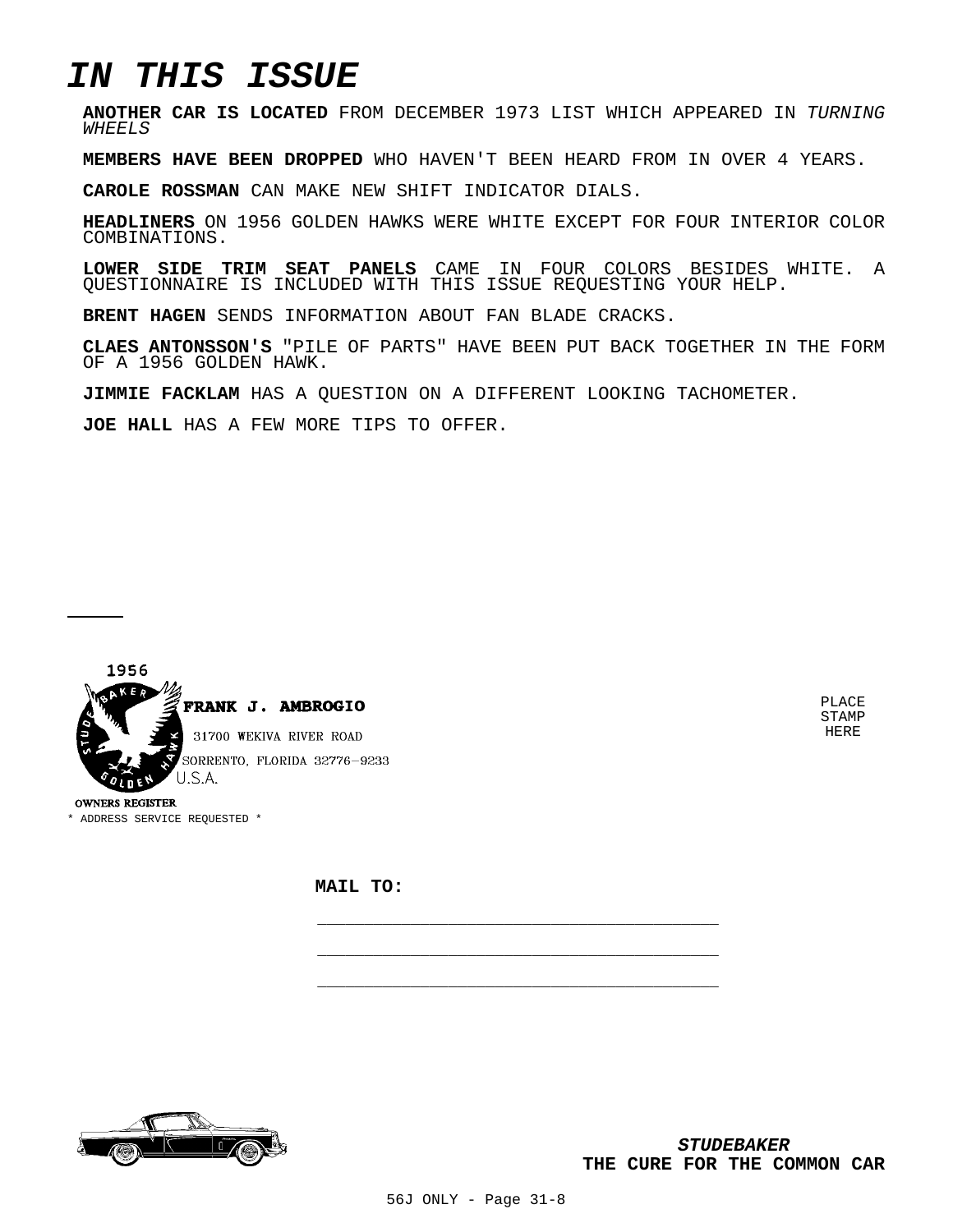# IN THIS ISSUE

**ANOTHER CAR IS LOCATED** FROM DECEMBER 1973 LIST WHICH APPEARED IN *TURNING WHEELS*

**MEMBERS HAVE BEEN DROPPED** WHO HAVEN'T BEEN HEARD FROM IN OVER 4 YEARS.

**CAROLE ROSSMAN** CAN MAKE NEW SHIFT INDICATOR DIALS.

**HEADLINERS** ON 1956 GOLDEN HAWKS WERE WHITE EXCEPT FOR FOUR INTERIOR COLOR COMBINATIONS.

**LOWER SIDE TRIM SEAT PANELS** CAME IN FOUR COLORS BESIDES WHITE. A QUESTIONNAIRE IS INCLUDED WITH THIS ISSUE REQUESTING YOUR HELP.

**BRENT HAGEN** SENDS INFORMATION ABOUT FAN BLADE CRACKS.

**CLAES ANTONSSON'S** "PILE OF PARTS" HAVE BEEN PUT BACK TOGETHER IN THE FORM OF A 1956 GOLDEN HAWK.

**JIMMIE FACKLAM** HAS A QUESTION ON A DIFFERENT LOOKING TACHOMETER.

**JOE HALL** HAS A FEW MORE TIPS TO OFFER.

1956 STUDEBAKER GOLDEN HAWK OWNERS REGISTER

**FRANK J. AMBROGIO**
31700 WEKIVA RIVER ROAD
SORRENTO, FLORIDA 32776-9233
U.S.A.

\* ADDRESS SERVICE REQUESTED \*

PLACE
STAMP
HERE

**MAIL TO:**

\_\_\_\_\_\_\_\_\_\_\_\_\_\_\_\_\_\_\_\_\_\_\_\_\_\_\_\_\_\_\_\_\_\_\_\_\_\_\_\_

\_\_\_\_\_\_\_\_\_\_\_\_\_\_\_\_\_\_\_\_\_\_\_\_\_\_\_\_\_\_\_\_\_\_\_\_\_\_\_\_

\_\_\_\_\_\_\_\_\_\_\_\_\_\_\_\_\_\_\_\_\_\_\_\_\_\_\_\_\_\_\_\_\_\_\_\_\_\_\_\_

***STUDEBAKER***
**THE CURE FOR THE COMMON CAR**